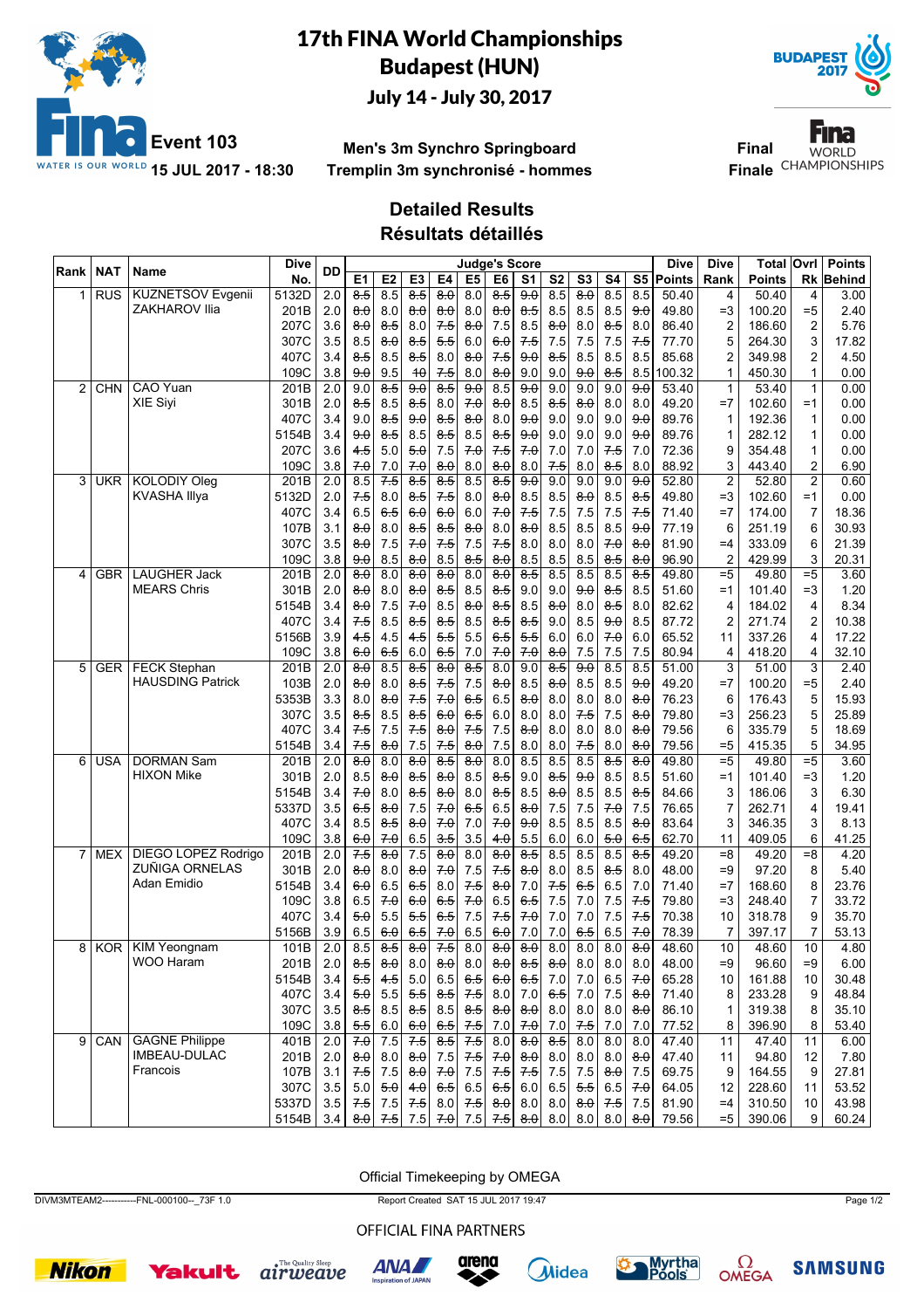# 17th FINA World Championships
## Budapest (HUN)
### July 14 - July 30, 2017

**Event 103** — **15 JUL 2017 - 18:30**

**Men's 3m Synchro Springboard**
**Tremplin 3m synchronisé - hommes**

**Final / Finale**

## Detailed Results
## Résultats détaillés

| Rank | NAT | Name | Dive No. | DD | E1 | E2 | E3 | E4 | E5 | E6 | S1 | S2 | S3 | S4 | S5 | Dive Points | Dive Rank | Total Points | Ovrl Rk | Points Behind |
|---|---|---|---|---|---|---|---|---|---|---|---|---|---|---|---|---|---|---|---|---|
| 1 | RUS | KUZNETSOV Evgenii | 5132D | 2.0 | ~~8.5~~ | 8.5 | ~~8.5~~ | ~~8.0~~ | 8.0 | ~~8.5~~ | ~~9.0~~ | 8.5 | ~~8.0~~ | 8.5 | 8.5 | 50.40 | 4 | 50.40 | 4 | 3.00 |
| | | ZAKHAROV Ilia | 201B | 2.0 | ~~8.0~~ | 8.0 | ~~8.0~~ | ~~8.0~~ | 8.0 | ~~8.0~~ | ~~8.5~~ | 8.5 | 8.5 | 8.5 | ~~9.0~~ | 49.80 | =3 | 100.20 | =5 | 2.40 |
| | | | 207C | 3.6 | ~~8.0~~ | ~~8.5~~ | 8.0 | ~~7.5~~ | ~~8.0~~ | 7.5 | 8.5 | ~~8.0~~ | 8.0 | ~~8.5~~ | 8.0 | 86.40 | 2 | 186.60 | 2 | 5.76 |
| | | | 307C | 3.5 | 8.5 | ~~8.0~~ | ~~8.5~~ | ~~5.5~~ | 6.0 | ~~6.0~~ | ~~7.5~~ | 7.5 | 7.5 | 7.5 | ~~7.5~~ | 77.70 | 5 | 264.30 | 3 | 17.82 |
| | | | 407C | 3.4 | ~~8.5~~ | 8.5 | ~~8.5~~ | 8.0 | ~~8.0~~ | ~~7.5~~ | ~~9.0~~ | ~~8.5~~ | 8.5 | 8.5 | 8.5 | 85.68 | 2 | 349.98 | 2 | 4.50 |
| | | | 109C | 3.8 | ~~9.0~~ | 9.5 | ~~10~~ | ~~7.5~~ | 8.0 | ~~8.0~~ | 9.0 | 9.0 | ~~9.0~~ | ~~8.5~~ | 8.5 | 100.32 | 1 | 450.30 | 1 | 0.00 |
| 2 | CHN | CAO Yuan | 201B | 2.0 | 9.0 | ~~8.5~~ | ~~9.0~~ | ~~8.5~~ | ~~9.0~~ | 8.5 | ~~9.0~~ | 9.0 | 9.0 | 9.0 | ~~9.0~~ | 53.40 | 1 | 53.40 | 1 | 0.00 |
| | | XIE Siyi | 301B | 2.0 | ~~8.5~~ | 8.5 | ~~8.5~~ | 8.0 | ~~7.0~~ | ~~8.0~~ | 8.5 | ~~8.5~~ | ~~8.0~~ | 8.0 | 8.0 | 49.20 | =7 | 102.60 | =1 | 0.00 |
| | | | 407C | 3.4 | 9.0 | ~~8.5~~ | ~~9.0~~ | ~~8.5~~ | ~~8.0~~ | 8.0 | ~~9.0~~ | 9.0 | 9.0 | 9.0 | ~~9.0~~ | 89.76 | 1 | 192.36 | 1 | 0.00 |
| | | | 5154B | 3.4 | ~~9.0~~ | ~~8.5~~ | 8.5 | ~~8.5~~ | 8.5 | ~~8.5~~ | ~~9.0~~ | 9.0 | 9.0 | 9.0 | ~~9.0~~ | 89.76 | 1 | 282.12 | 1 | 0.00 |
| | | | 207C | 3.6 | ~~4.5~~ | 5.0 | ~~5.0~~ | 7.5 | ~~7.0~~ | ~~7.5~~ | ~~7.0~~ | 7.0 | 7.0 | ~~7.5~~ | 7.0 | 72.36 | 9 | 354.48 | 1 | 0.00 |
| | | | 109C | 3.8 | ~~7.0~~ | 7.0 | ~~7.0~~ | ~~8.0~~ | 8.0 | ~~8.0~~ | 8.0 | ~~7.5~~ | 8.0 | ~~8.5~~ | 8.0 | 88.92 | 3 | 443.40 | 2 | 6.90 |
| 3 | UKR | KOLODIY Oleg | 201B | 2.0 | 8.5 | ~~7.5~~ | ~~8.5~~ | ~~8.5~~ | 8.5 | ~~8.5~~ | ~~9.0~~ | 9.0 | 9.0 | 9.0 | ~~9.0~~ | 52.80 | 2 | 52.80 | 2 | 0.60 |
| | | KVASHA Illya | 5132D | 2.0 | ~~7.5~~ | 8.0 | ~~8.5~~ | ~~7.5~~ | 8.0 | ~~8.0~~ | 8.5 | 8.5 | ~~8.0~~ | 8.5 | ~~8.5~~ | 49.80 | =3 | 102.60 | =1 | 0.00 |
| | | | 407C | 3.4 | 6.5 | ~~6.5~~ | ~~6.0~~ | ~~6.0~~ | 6.0 | ~~7.0~~ | ~~7.5~~ | 7.5 | 7.5 | 7.5 | ~~7.5~~ | 71.40 | =7 | 174.00 | 7 | 18.36 |
| | | | 107B | 3.1 | ~~8.0~~ | 8.0 | ~~8.5~~ | ~~8.5~~ | ~~8.0~~ | 8.0 | ~~8.0~~ | 8.5 | 8.5 | 8.5 | ~~9.0~~ | 77.19 | 6 | 251.19 | 6 | 30.93 |
| | | | 307C | 3.5 | ~~8.0~~ | 7.5 | ~~7.0~~ | ~~7.5~~ | 7.5 | ~~7.5~~ | 8.0 | 8.0 | 8.0 | ~~7.0~~ | ~~8.0~~ | 81.90 | =4 | 333.09 | 6 | 21.39 |
| | | | 109C | 3.8 | ~~9.0~~ | 8.5 | ~~8.0~~ | 8.5 | ~~8.5~~ | ~~8.0~~ | 8.5 | 8.5 | 8.5 | ~~8.5~~ | ~~8.0~~ | 96.90 | 2 | 429.99 | 3 | 20.31 |
| 4 | GBR | LAUGHER Jack | 201B | 2.0 | ~~8.0~~ | 8.0 | ~~8.0~~ | ~~8.0~~ | 8.0 | ~~8.0~~ | ~~8.5~~ | 8.5 | 8.5 | 8.5 | ~~8.5~~ | 49.80 | =5 | 49.80 | =5 | 3.60 |
| | | MEARS Chris | 301B | 2.0 | ~~8.0~~ | 8.0 | ~~8.0~~ | ~~8.5~~ | 8.5 | ~~8.5~~ | 9.0 | 9.0 | ~~9.0~~ | ~~8.5~~ | 8.5 | 51.60 | =1 | 101.40 | =3 | 1.20 |
| | | | 5154B | 3.4 | ~~8.0~~ | 7.5 | ~~7.0~~ | 8.5 | ~~8.0~~ | ~~8.5~~ | 8.5 | ~~8.0~~ | 8.0 | ~~8.5~~ | 8.0 | 82.62 | 4 | 184.02 | 4 | 8.34 |
| | | | 407C | 3.4 | ~~7.5~~ | 8.5 | ~~8.5~~ | ~~8.5~~ | 8.5 | ~~8.5~~ | ~~8.5~~ | 9.0 | 8.5 | ~~9.0~~ | 8.5 | 87.72 | 2 | 271.74 | 2 | 10.38 |
| | | | 5156B | 3.9 | ~~4.5~~ | 4.5 | ~~4.5~~ | ~~5.5~~ | 5.5 | ~~6.5~~ | ~~5.5~~ | 6.0 | 6.0 | ~~7.0~~ | 6.0 | 65.52 | 11 | 337.26 | 4 | 17.22 |
| | | | 109C | 3.8 | ~~6.0~~ | ~~6.5~~ | 6.0 | ~~6.5~~ | 7.0 | ~~7.0~~ | ~~7.0~~ | ~~8.0~~ | 7.5 | 7.5 | 7.5 | 80.94 | 4 | 418.20 | 4 | 32.10 |
| 5 | GER | FECK Stephan | 201B | 2.0 | ~~8.0~~ | 8.5 | ~~8.5~~ | ~~8.0~~ | ~~8.5~~ | 8.0 | 9.0 | ~~8.5~~ | ~~9.0~~ | 8.5 | 8.5 | 51.00 | 3 | 51.00 | 3 | 2.40 |
| | | HAUSDING Patrick | 103B | 2.0 | ~~8.0~~ | 8.0 | ~~8.5~~ | ~~7.5~~ | 7.5 | ~~8.0~~ | 8.5 | ~~8.0~~ | 8.5 | 8.5 | ~~9.0~~ | 49.20 | =7 | 100.20 | =5 | 2.40 |
| | | | 5353B | 3.3 | 8.0 | ~~8.0~~ | ~~7.5~~ | ~~7.0~~ | ~~6.5~~ | 6.5 | ~~8.0~~ | 8.0 | 8.0 | 8.0 | ~~8.0~~ | 76.23 | 6 | 176.43 | 5 | 15.93 |
| | | | 307C | 3.5 | ~~8.5~~ | 8.5 | ~~8.5~~ | ~~6.0~~ | ~~6.5~~ | 6.0 | 8.0 | 8.0 | ~~7.5~~ | 7.5 | ~~8.0~~ | 79.80 | =3 | 256.23 | 5 | 25.89 |
| | | | 407C | 3.4 | ~~7.5~~ | 7.5 | ~~7.5~~ | ~~8.0~~ | ~~7.5~~ | 7.5 | ~~8.0~~ | 8.0 | 8.0 | 8.0 | ~~8.0~~ | 79.56 | 6 | 335.79 | 5 | 18.69 |
| | | | 5154B | 3.4 | ~~7.5~~ | ~~8.0~~ | 7.5 | ~~7.5~~ | ~~8.0~~ | 7.5 | 8.0 | 8.0 | ~~7.5~~ | 8.0 | ~~8.0~~ | 79.56 | =5 | 415.35 | 5 | 34.95 |
| 6 | USA | DORMAN Sam | 201B | 2.0 | ~~8.0~~ | 8.0 | ~~8.0~~ | ~~8.5~~ | ~~8.0~~ | 8.0 | 8.5 | 8.5 | 8.5 | ~~8.5~~ | ~~8.0~~ | 49.80 | =5 | 49.80 | =5 | 3.60 |
| | | HIXON Mike | 301B | 2.0 | 8.5 | ~~8.0~~ | ~~8.5~~ | ~~8.0~~ | 8.5 | ~~8.5~~ | 9.0 | ~~8.5~~ | ~~9.0~~ | 8.5 | 8.5 | 51.60 | =1 | 101.40 | =3 | 1.20 |
| | | | 5154B | 3.4 | ~~7.0~~ | 8.0 | ~~8.5~~ | ~~8.0~~ | 8.0 | ~~8.5~~ | 8.5 | ~~8.0~~ | 8.5 | 8.5 | ~~8.5~~ | 84.66 | 3 | 186.06 | 3 | 6.30 |
| | | | 5337D | 3.5 | ~~6.5~~ | ~~8.0~~ | 7.5 | ~~7.0~~ | ~~6.5~~ | 6.5 | ~~8.0~~ | 7.5 | 7.5 | ~~7.0~~ | 7.5 | 76.65 | 7 | 262.71 | 4 | 19.41 |
| | | | 407C | 3.4 | 8.5 | ~~8.5~~ | ~~8.0~~ | ~~7.0~~ | 7.0 | ~~7.0~~ | ~~9.0~~ | 8.5 | 8.5 | 8.5 | ~~8.0~~ | 83.64 | 3 | 346.35 | 3 | 8.13 |
| | | | 109C | 3.8 | ~~6.0~~ | ~~7.0~~ | 6.5 | ~~3.5~~ | 3.5 | ~~4.0~~ | 5.5 | 6.0 | 6.0 | ~~5.0~~ | ~~6.5~~ | 62.70 | 11 | 409.05 | 6 | 41.25 |
| 7 | MEX | DIEGO LOPEZ Rodrigo | 201B | 2.0 | ~~7.5~~ | ~~8.0~~ | 7.5 | ~~8.0~~ | 8.0 | ~~8.0~~ | ~~8.5~~ | 8.5 | 8.5 | 8.5 | ~~8.5~~ | 49.20 | =8 | 49.20 | =8 | 4.20 |
| | | ZUÑIGA ORNELAS | 301B | 2.0 | ~~8.0~~ | 8.0 | ~~8.0~~ | ~~7.0~~ | 7.5 | ~~7.5~~ | ~~8.0~~ | 8.0 | 8.5 | ~~8.5~~ | 8.0 | 48.00 | =9 | 97.20 | 8 | 5.40 |
| | | Adan Emidio | 5154B | 3.4 | ~~6.0~~ | 6.5 | ~~6.5~~ | 8.0 | ~~7.5~~ | ~~8.0~~ | 7.0 | ~~7.5~~ | ~~6.5~~ | 6.5 | 7.0 | 71.40 | =7 | 168.60 | 8 | 23.76 |
| | | | 109C | 3.8 | 6.5 | ~~7.0~~ | ~~6.0~~ | ~~6.5~~ | ~~7.0~~ | 6.5 | ~~6.5~~ | 7.5 | 7.0 | 7.5 | ~~7.5~~ | 79.80 | =3 | 248.40 | 7 | 33.72 |
| | | | 407C | 3.4 | ~~5.0~~ | 5.5 | ~~5.5~~ | ~~6.5~~ | 7.5 | ~~7.5~~ | ~~7.0~~ | 7.0 | 7.0 | 7.5 | ~~7.5~~ | 70.38 | 10 | 318.78 | 9 | 35.70 |
| | | | 5156B | 3.9 | 6.5 | ~~6.0~~ | ~~6.5~~ | ~~7.0~~ | 6.5 | ~~6.0~~ | 7.0 | 7.0 | ~~6.5~~ | 6.5 | ~~7.0~~ | 78.39 | 7 | 397.17 | 7 | 53.13 |
| 8 | KOR | KIM Yeongnam | 101B | 2.0 | 8.5 | ~~8.5~~ | ~~8.0~~ | ~~7.5~~ | 8.0 | ~~8.0~~ | ~~8.0~~ | 8.0 | 8.0 | 8.0 | ~~8.0~~ | 48.60 | 10 | 48.60 | 10 | 4.80 |
| | | WOO Haram | 201B | 2.0 | ~~8.5~~ | ~~8.0~~ | 8.0 | ~~8.0~~ | 8.0 | ~~8.0~~ | ~~8.5~~ | ~~8.0~~ | 8.0 | 8.0 | 8.0 | 48.00 | =9 | 96.60 | =9 | 6.00 |
| | | | 5154B | 3.4 | ~~5.5~~ | ~~4.5~~ | 5.0 | 6.5 | ~~6.5~~ | ~~6.0~~ | ~~6.5~~ | 7.0 | 7.0 | 6.5 | ~~7.0~~ | 65.28 | 10 | 161.88 | 10 | 30.48 |
| | | | 407C | 3.4 | ~~5.0~~ | 5.5 | ~~5.5~~ | ~~8.5~~ | ~~7.5~~ | 8.0 | 7.0 | ~~6.5~~ | 7.0 | 7.5 | ~~8.0~~ | 71.40 | 8 | 233.28 | 9 | 48.84 |
| | | | 307C | 3.5 | ~~8.5~~ | 8.5 | ~~8.5~~ | 8.5 | ~~8.5~~ | ~~8.0~~ | ~~8.0~~ | 8.0 | 8.0 | 8.0 | ~~8.0~~ | 86.10 | 1 | 319.38 | 8 | 35.10 |
| | | | 109C | 3.8 | ~~5.5~~ | 6.0 | ~~6.0~~ | ~~6.5~~ | ~~7.5~~ | 7.0 | ~~7.0~~ | 7.0 | ~~7.5~~ | 7.0 | 7.0 | 77.52 | 8 | 396.90 | 8 | 53.40 |
| 9 | CAN | GAGNE Philippe | 401B | 2.0 | ~~7.0~~ | 7.5 | ~~7.5~~ | ~~8.5~~ | ~~7.5~~ | 8.0 | ~~8.0~~ | ~~8.5~~ | 8.0 | 8.0 | 8.0 | 47.40 | 11 | 47.40 | 11 | 6.00 |
| | | IMBEAU-DULAC | 201B | 2.0 | ~~8.0~~ | 8.0 | ~~8.0~~ | 7.5 | ~~7.5~~ | ~~7.0~~ | ~~8.0~~ | 8.0 | 8.0 | 8.0 | ~~8.0~~ | 47.40 | 11 | 94.80 | 12 | 7.80 |
| | | Francois | 107B | 3.1 | ~~7.5~~ | 7.5 | ~~8.0~~ | ~~7.0~~ | 7.5 | ~~7.5~~ | ~~7.5~~ | 7.5 | 7.5 | ~~8.0~~ | 7.5 | 69.75 | 9 | 164.55 | 9 | 27.81 |
| | | | 307C | 3.5 | 5.0 | ~~5.0~~ | ~~4.0~~ | ~~6.5~~ | 6.5 | ~~6.5~~ | 6.0 | 6.5 | ~~5.5~~ | 6.5 | ~~7.0~~ | 64.05 | 12 | 228.60 | 11 | 53.52 |
| | | | 5337D | 3.5 | ~~7.5~~ | 7.5 | ~~7.5~~ | 8.0 | ~~7.5~~ | ~~8.0~~ | 8.0 | 8.0 | ~~8.0~~ | ~~7.5~~ | 7.5 | 81.90 | =4 | 310.50 | 10 | 43.98 |
| | | | 5154B | 3.4 | ~~8.0~~ | ~~7.5~~ | 7.5 | ~~7.0~~ | 7.5 | ~~7.5~~ | ~~8.0~~ | 8.0 | 8.0 | 8.0 | ~~8.0~~ | 79.56 | =5 | 390.06 | 9 | 60.24 |

Official Timekeeping by OMEGA

DIVM3MTEAM2-----------FNL-000100--_73F 1.0 — Report Created SAT 15 JUL 2017 19:47

OFFICIAL FINA PARTNERS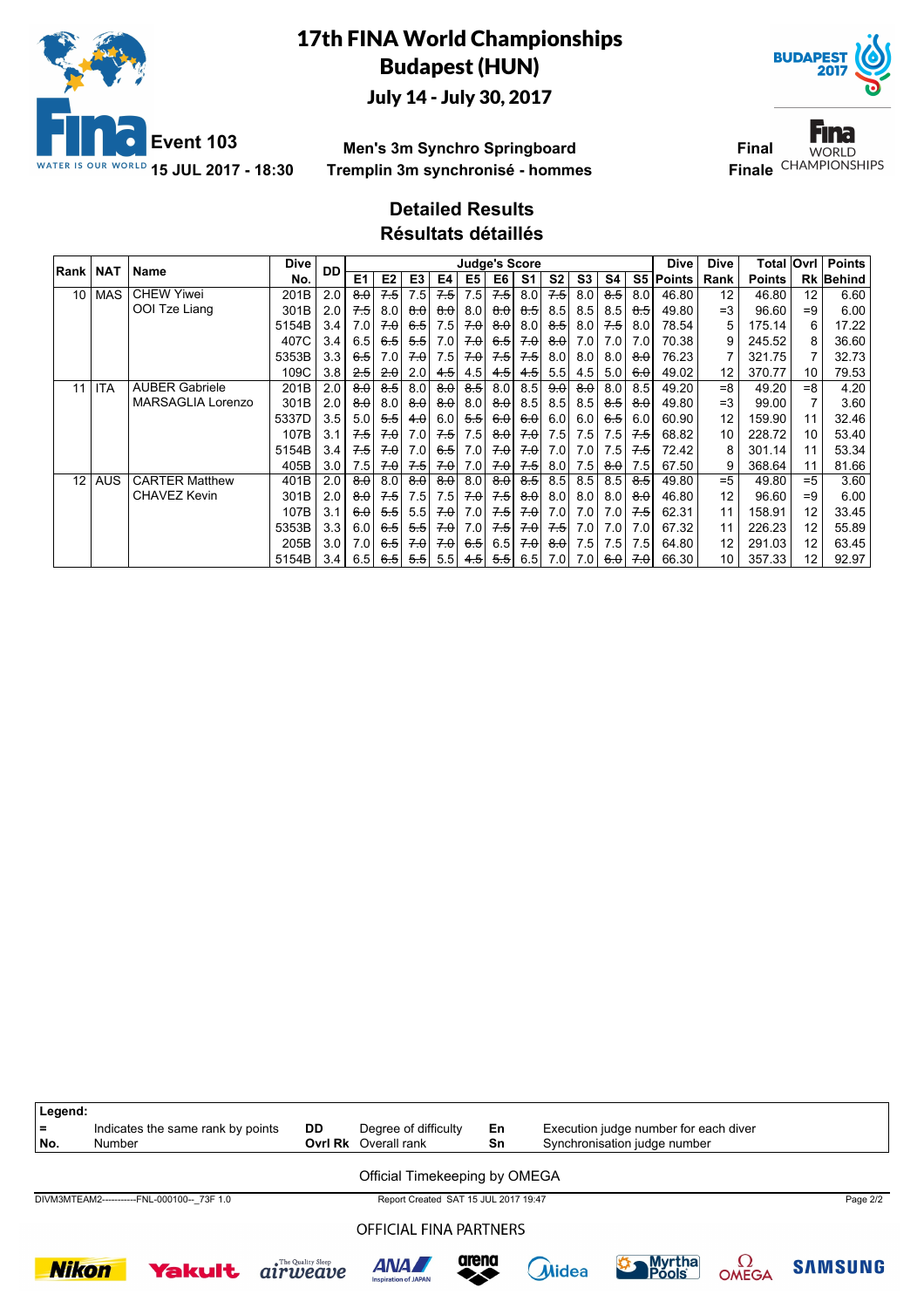# 17th FINA World Championships
# Budapest (HUN)
## July 14 - July 30, 2017

**Event 103** **15 JUL 2017 - 18:30**

**Men's 3m Synchro Springboard**
**Tremplin 3m synchronisé - hommes**

**Final**
**Finale**

## Detailed Results
## Résultats détaillés

| Rank | NAT | Name | Dive No. | DD | E1 | E2 | E3 | E4 | E5 | E6 | S1 | S2 | S3 | S4 | S5 | Dive Points | Dive Rank | Total Points | Ovrl Rk | Points Behind |
|---|---|---|---|---|---|---|---|---|---|---|---|---|---|---|---|---|---|---|---|---|
| 10 | MAS | CHEW Yiwei | 201B | 2.0 | 8.0 | 7.5 | 7.5 | 7.5 | 7.5 | 7.5 | 8.0 | 7.5 | 8.0 | 8.5 | 8.0 | 46.80 | 12 | 46.80 | 12 | 6.60 |
| | | OOI Tze Liang | 301B | 2.0 | 7.5 | 8.0 | 8.0 | 8.0 | 8.0 | 8.0 | 8.5 | 8.5 | 8.5 | 8.5 | 8.5 | 49.80 | =3 | 96.60 | =9 | 6.00 |
| | | | 5154B | 3.4 | 7.0 | 7.0 | 6.5 | 7.5 | 7.0 | 8.0 | 8.0 | 8.5 | 8.0 | 7.5 | 8.0 | 78.54 | 5 | 175.14 | 6 | 17.22 |
| | | | 407C | 3.4 | 6.5 | 6.5 | 5.5 | 7.0 | 7.0 | 6.5 | 7.0 | 8.0 | 7.0 | 7.0 | 7.0 | 70.38 | 9 | 245.52 | 8 | 36.60 |
| | | | 5353B | 3.3 | 6.5 | 7.0 | 7.0 | 7.5 | 7.0 | 7.5 | 7.5 | 8.0 | 8.0 | 8.0 | 8.0 | 76.23 | 7 | 321.75 | 7 | 32.73 |
| | | | 109C | 3.8 | 2.5 | 2.0 | 2.0 | 4.5 | 4.5 | 4.5 | 4.5 | 5.5 | 4.5 | 5.0 | 6.0 | 49.02 | 12 | 370.77 | 10 | 79.53 |
| 11 | ITA | AUBER Gabriele | 201B | 2.0 | 8.0 | 8.5 | 8.0 | 8.0 | 8.5 | 8.0 | 8.5 | 9.0 | 8.0 | 8.0 | 8.5 | 49.20 | =8 | 49.20 | =8 | 4.20 |
| | | MARSAGLIA Lorenzo | 301B | 2.0 | 8.0 | 8.0 | 8.0 | 8.0 | 8.0 | 8.0 | 8.5 | 8.5 | 8.5 | 8.5 | 8.0 | 49.80 | =3 | 99.00 | 7 | 3.60 |
| | | | 5337D | 3.5 | 5.0 | 5.5 | 4.0 | 6.0 | 5.5 | 6.0 | 6.0 | 6.0 | 6.0 | 6.5 | 6.0 | 60.90 | 12 | 159.90 | 11 | 32.46 |
| | | | 107B | 3.1 | 7.5 | 7.0 | 7.0 | 7.5 | 7.5 | 8.0 | 7.0 | 7.5 | 7.5 | 7.5 | 7.5 | 68.82 | 10 | 228.72 | 10 | 53.40 |
| | | | 5154B | 3.4 | 7.5 | 7.0 | 7.0 | 6.5 | 7.0 | 7.0 | 7.0 | 7.0 | 7.0 | 7.5 | 7.5 | 72.42 | 8 | 301.14 | 11 | 53.34 |
| | | | 405B | 3.0 | 7.5 | 7.0 | 7.5 | 7.0 | 7.0 | 7.0 | 7.5 | 8.0 | 7.5 | 8.0 | 7.5 | 67.50 | 9 | 368.64 | 11 | 81.66 |
| 12 | AUS | CARTER Matthew | 401B | 2.0 | 8.0 | 8.0 | 8.0 | 8.0 | 8.0 | 8.0 | 8.5 | 8.5 | 8.5 | 8.5 | 8.5 | 49.80 | =5 | 49.80 | =5 | 3.60 |
| | | CHAVEZ Kevin | 301B | 2.0 | 8.0 | 7.5 | 7.5 | 7.5 | 7.0 | 7.5 | 8.0 | 8.0 | 8.0 | 8.0 | 8.0 | 46.80 | 12 | 96.60 | =9 | 6.00 |
| | | | 107B | 3.1 | 6.0 | 5.5 | 5.5 | 7.0 | 7.0 | 7.5 | 7.0 | 7.0 | 7.0 | 7.0 | 7.5 | 62.31 | 11 | 158.91 | 12 | 33.45 |
| | | | 5353B | 3.3 | 6.0 | 6.5 | 5.5 | 7.0 | 7.0 | 7.5 | 7.0 | 7.5 | 7.0 | 7.0 | 7.0 | 67.32 | 11 | 226.23 | 12 | 55.89 |
| | | | 205B | 3.0 | 7.0 | 6.5 | 7.0 | 7.0 | 6.5 | 6.5 | 7.0 | 8.0 | 7.5 | 7.5 | 7.5 | 64.80 | 12 | 291.03 | 12 | 63.45 |
| | | | 5154B | 3.4 | 6.5 | 6.5 | 5.5 | 5.5 | 4.5 | 5.5 | 6.5 | 7.0 | 7.0 | 6.0 | 7.0 | 66.30 | 10 | 357.33 | 12 | 92.97 |

**Legend:**

| | | | | | |
|---|---|---|---|---|---|
| = | Indicates the same rank by points | DD | Degree of difficulty | En | Execution judge number for each diver |
| No. | Number | Ovrl Rk | Overall rank | Sn | Synchronisation judge number |

Official Timekeeping by OMEGA

DIVM3MTEAM2-----------FNL-000100--_73F 1.0 Report Created SAT 15 JUL 2017 19:47

OFFICIAL FINA PARTNERS

Nikon Yakult airweave ANA arena Midea Myrtha Pools OMEGA SAMSUNG